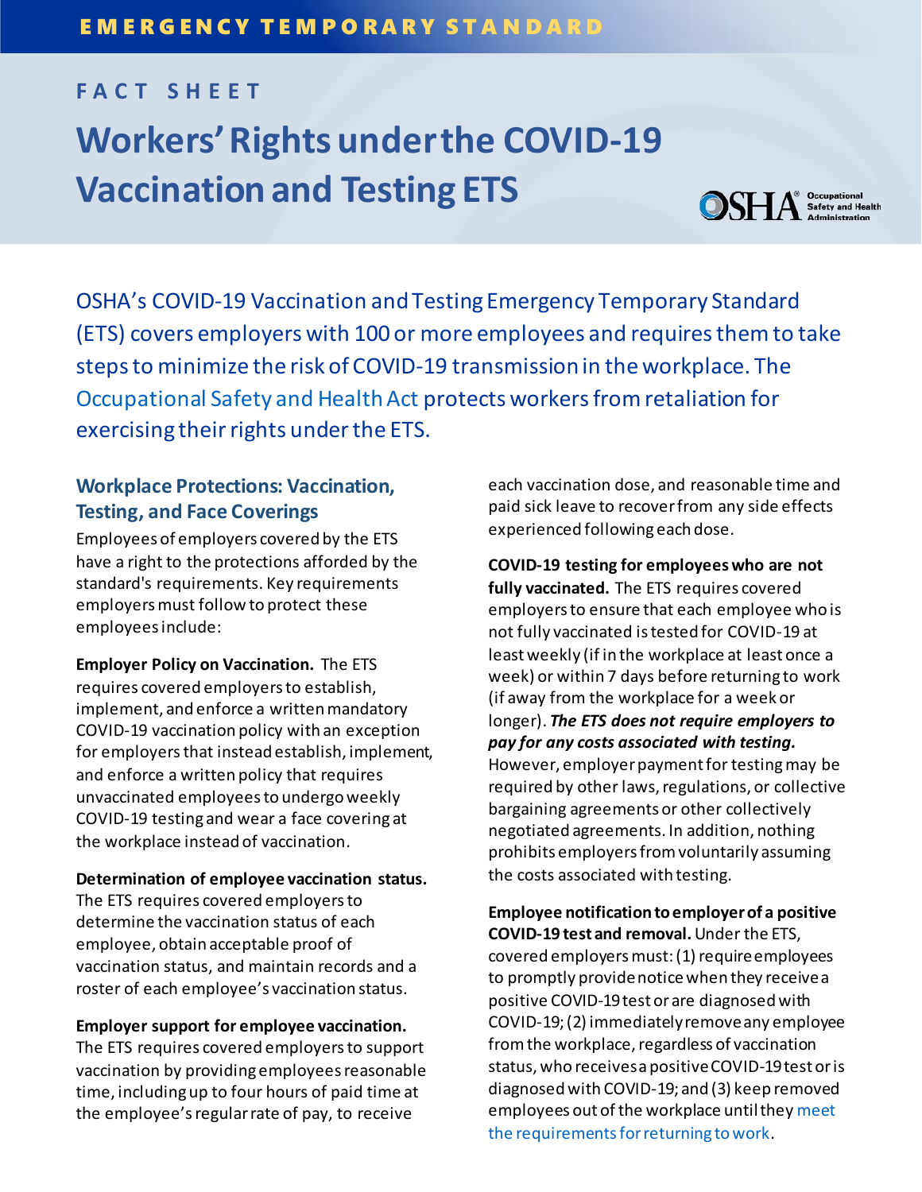EMERGENCY TEMPORARY STANDARD

FACT SHEET

# Workers' Rights under the COVID-19 Vaccination and Testing ETS

OSHA's COVID-19 Vaccination and Testing Emergency Temporary Standard (ETS) covers employers with 100 or more employees and requires them to take steps to minimize the risk of COVID-19 transmission in the workplace. The Occupational Safety and Health Act protects workers from retaliation for exercising their rights under the ETS.

## Workplace Protections: Vaccination, Testing, and Face Coverings

Employees of employers covered by the ETS have a right to the protections afforded by the standard's requirements. Key requirements employers must follow to protect these employees include:

**Employer Policy on Vaccination.** The ETS requires covered employers to establish, implement, and enforce a written mandatory COVID-19 vaccination policy with an exception for employers that instead establish, implement, and enforce a written policy that requires unvaccinated employees to undergo weekly COVID-19 testing and wear a face covering at the workplace instead of vaccination.

**Determination of employee vaccination status.** The ETS requires covered employers to determine the vaccination status of each employee, obtain acceptable proof of vaccination status, and maintain records and a roster of each employee's vaccination status.

**Employer support for employee vaccination.** The ETS requires covered employers to support vaccination by providing employees reasonable time, including up to four hours of paid time at the employee's regular rate of pay, to receive each vaccination dose, and reasonable time and paid sick leave to recover from any side effects experienced following each dose.

**COVID-19 testing for employees who are not fully vaccinated.** The ETS requires covered employers to ensure that each employee who is not fully vaccinated is tested for COVID-19 at least weekly (if in the workplace at least once a week) or within 7 days before returning to work (if away from the workplace for a week or longer). ***The ETS does not require employers to pay for any costs associated with testing.*** However, employer payment for testing may be required by other laws, regulations, or collective bargaining agreements or other collectively negotiated agreements. In addition, nothing prohibits employers from voluntarily assuming the costs associated with testing.

**Employee notification to employer of a positive COVID-19 test and removal.** Under the ETS, covered employers must: (1) require employees to promptly provide notice when they receive a positive COVID-19 test or are diagnosed with COVID-19; (2) immediately remove any employee from the workplace, regardless of vaccination status, who receives a positive COVID-19 test or is diagnosed with COVID-19; and (3) keep removed employees out of the workplace until they meet the requirements for returning to work.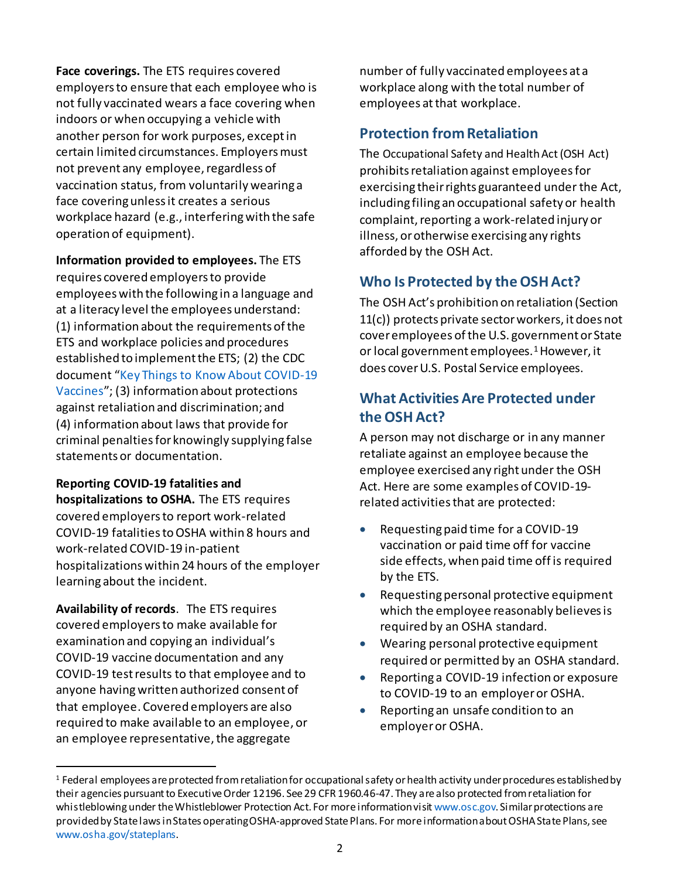**Face coverings.** The ETS requires covered employers to ensure that each employee who is not fully vaccinated wears a face covering when indoors or when occupying a vehicle with another person for work purposes, except in certain limited circumstances. Employers must not prevent any employee, regardless of vaccination status, from voluntarily wearing a face covering unless it creates a serious workplace hazard (e.g., interfering with the safe operation of equipment).

**Information provided to employees.** The ETS requires covered employers to provide employees with the following in a language and at a literacy level the employees understand: (1) information about the requirements of the ETS and workplace policies and procedures established to implement the ETS; (2) the CDC document "Key Things to Know About COVID-19 Vaccines"; (3) information about protections against retaliation and discrimination; and (4) information about laws that provide for criminal penalties for knowingly supplying false statements or documentation.

**Reporting COVID-19 fatalities and hospitalizations to OSHA.** The ETS requires covered employers to report work-related COVID-19 fatalities to OSHA within 8 hours and work-related COVID-19 in-patient hospitalizations within 24 hours of the employer learning about the incident.

**Availability of records**. The ETS requires covered employers to make available for examination and copying an individual's COVID-19 vaccine documentation and any COVID-19 test results to that employee and to anyone having written authorized consent of that employee. Covered employers are also required to make available to an employee, or an employee representative, the aggregate number of fully vaccinated employees at a workplace along with the total number of employees at that workplace.

## Protection from Retaliation

The Occupational Safety and Health Act (OSH Act) prohibits retaliation against employees for exercising their rights guaranteed under the Act, including filing an occupational safety or health complaint, reporting a work-related injury or illness, or otherwise exercising any rights afforded by the OSH Act.

## Who Is Protected by the OSH Act?

The OSH Act's prohibition on retaliation (Section 11(c)) protects private sector workers, it does not cover employees of the U.S. government or State or local government employees.[1] However, it does cover U.S. Postal Service employees.

## What Activities Are Protected under the OSH Act?

A person may not discharge or in any manner retaliate against an employee because the employee exercised any right under the OSH Act. Here are some examples of COVID-19-related activities that are protected:

- Requesting paid time for a COVID-19 vaccination or paid time off for vaccine side effects, when paid time off is required by the ETS.
- Requesting personal protective equipment which the employee reasonably believes is required by an OSHA standard.
- Wearing personal protective equipment required or permitted by an OSHA standard.
- Reporting a COVID-19 infection or exposure to COVID-19 to an employer or OSHA.
- Reporting an unsafe condition to an employer or OSHA.

---

[1] Federal employees are protected from retaliation for occupational safety or health activity under procedures established by their agencies pursuant to Executive Order 12196. See 29 CFR 1960.46-47. They are also protected from retaliation for whistleblowing under the Whistleblower Protection Act. For more information visit www.osc.gov. Similar protections are provided by State laws in States operating OSHA-approved State Plans. For more information about OSHA State Plans, see www.osha.gov/stateplans.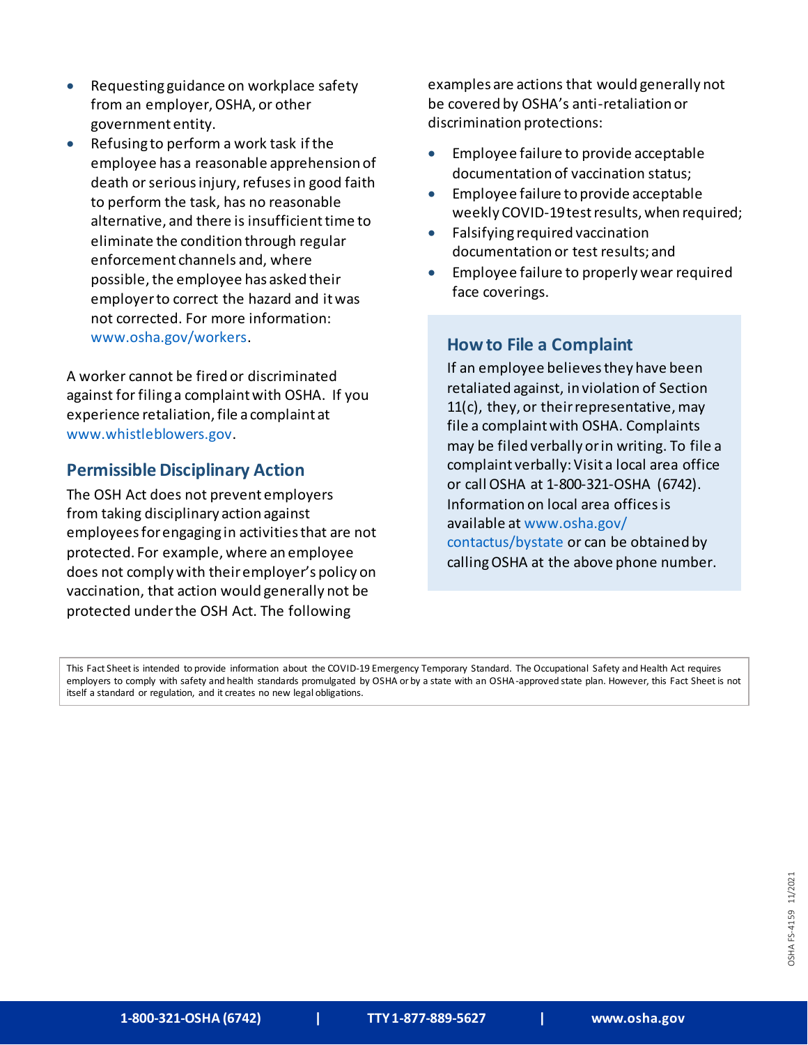- Requesting guidance on workplace safety from an employer, OSHA, or other government entity.
- Refusing to perform a work task if the employee has a reasonable apprehension of death or serious injury, refuses in good faith to perform the task, has no reasonable alternative, and there is insufficient time to eliminate the condition through regular enforcement channels and, where possible, the employee has asked their employer to correct the hazard and it was not corrected. For more information: www.osha.gov/workers.

A worker cannot be fired or discriminated against for filing a complaint with OSHA. If you experience retaliation, file a complaint at www.whistleblowers.gov.

## Permissible Disciplinary Action

The OSH Act does not prevent employers from taking disciplinary action against employees for engaging in activities that are not protected. For example, where an employee does not comply with their employer's policy on vaccination, that action would generally not be protected under the OSH Act. The following examples are actions that would generally not be covered by OSHA's anti-retaliation or discrimination protections:

- Employee failure to provide acceptable documentation of vaccination status;
- Employee failure to provide acceptable weekly COVID-19 test results, when required;
- Falsifying required vaccination documentation or test results; and
- Employee failure to properly wear required face coverings.

## How to File a Complaint

If an employee believes they have been retaliated against, in violation of Section 11(c), they, or their representative, may file a complaint with OSHA. Complaints may be filed verbally or in writing. To file a complaint verbally: Visit a local area office or call OSHA at 1-800-321-OSHA (6742). Information on local area offices is available at www.osha.gov/contactus/bystate or can be obtained by calling OSHA at the above phone number.

This Fact Sheet is intended to provide information about the COVID-19 Emergency Temporary Standard. The Occupational Safety and Health Act requires employers to comply with safety and health standards promulgated by OSHA or by a state with an OSHA-approved state plan. However, this Fact Sheet is not itself a standard or regulation, and it creates no new legal obligations.

OSHA FS-4159 11/2021

**1-800-321-OSHA (6742)** | **TTY 1-877-889-5627** | **www.osha.gov**